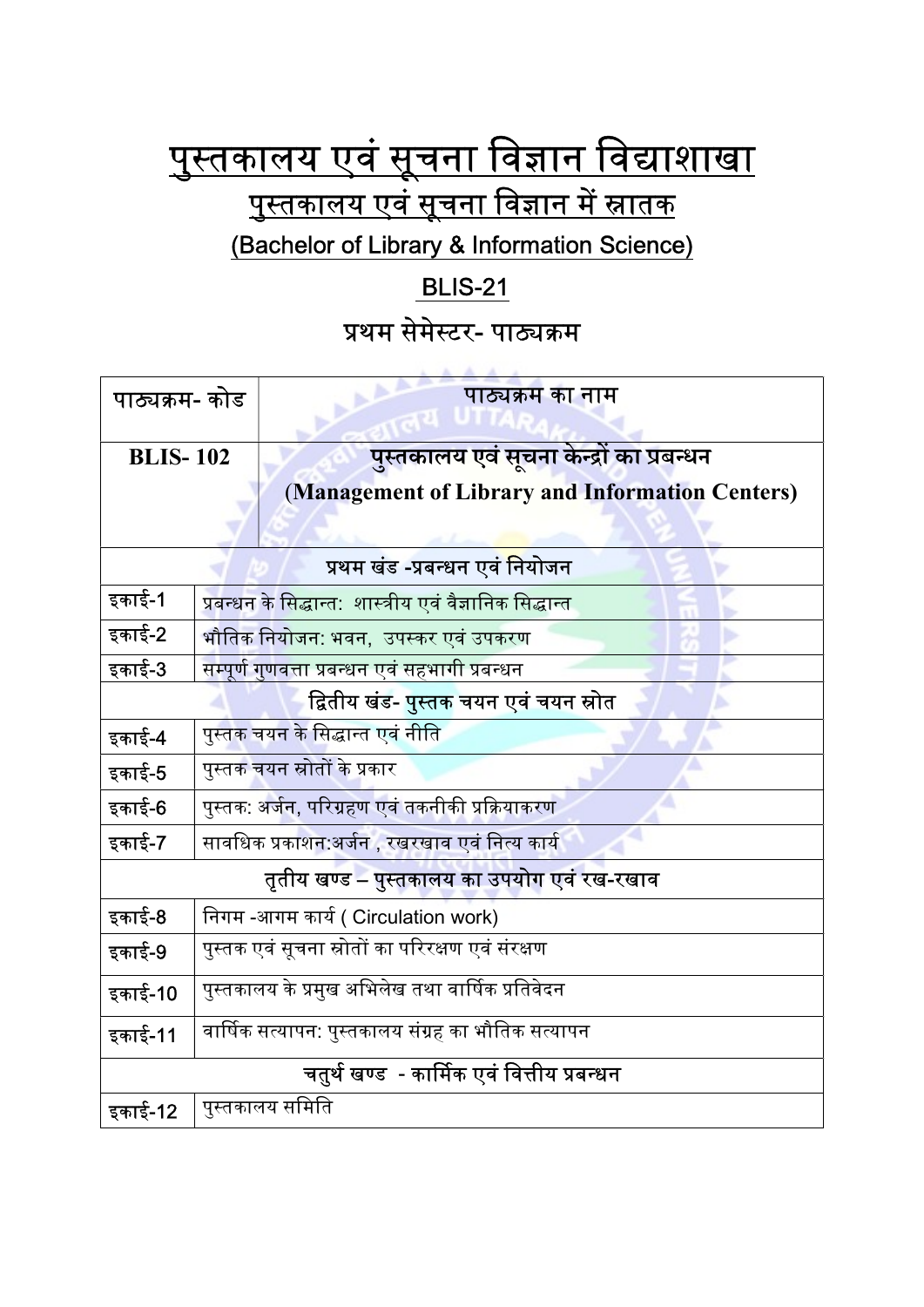# पुस्तकालय एवं सूचना विज्ञान विद्याशाखा

## पुस्तकालय एवं सूचना विज्ञान में स्नातक

## (Bachelor of Library & Information Science)

## BLIS-21

## प्रथम सेमेस्टर- पाठ्यक्रम

| पाठ्यक्रम- कोड | पाठ्यक्रम का नाम |
|---|---|
| **BLIS- 102** | **पुस्तकालय एवं सूचना केन्द्रों का प्रबन्धन (Management of Library and Information Centers)** |
| | **प्रथम खंड -प्रबन्धन एवं नियोजन** |
| इकाई-1 | प्रबन्धन के सिद्धान्त: शास्त्रीय एवं वैज्ञानिक सिद्धान्त |
| इकाई-2 | भौतिक नियोजन: भवन, उपस्कर एवं उपकरण |
| इकाई-3 | सम्पूर्ण गुणवत्ता प्रबन्धन एवं सहभागी प्रबन्धन |
| | **द्वितीय खंड- पुस्तक चयन एवं चयन स्रोत** |
| इकाई-4 | पुस्तक चयन के सिद्धान्त एवं नीति |
| इकाई-5 | पुस्तक चयन स्रोतों के प्रकार |
| इकाई-6 | पुस्तक: अर्जन, परिग्रहण एवं तकनीकी प्रक्रियाकरण |
| इकाई-7 | सावधिक प्रकाशन:अर्जन , रखरखाव एवं नित्य कार्य |
| | **तृतीय खण्ड – पुस्तकालय का उपयोग एवं रख-रखाव** |
| इकाई-8 | निगम -आगम कार्य ( Circulation work) |
| इकाई-9 | पुस्तक एवं सूचना स्रोतों का परिरक्षण एवं संरक्षण |
| इकाई-10 | पुस्तकालय के प्रमुख अभिलेख तथा वार्षिक प्रतिवेदन |
| इकाई-11 | वार्षिक सत्यापन: पुस्तकालय संग्रह का भौतिक सत्यापन |
| | **चतुर्थ खण्ड - कार्मिक एवं वित्तीय प्रबन्धन** |
| इकाई-12 | पुस्तकालय समिति |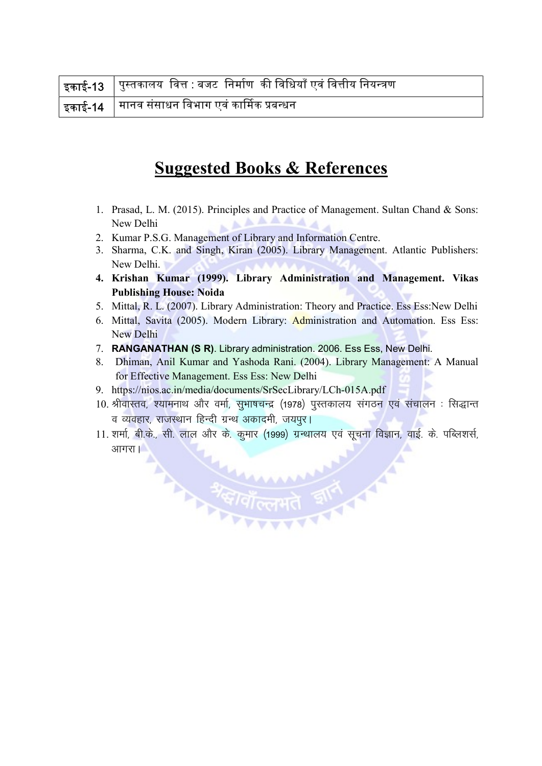| | |
|---|---|
| इकाई-13 | पुस्तकालय वित्त : बजट निर्माण की विधियाँ एवं वित्तीय नियन्त्रण |
| इकाई-14 | मानव संसाधन विभाग एवं कार्मिक प्रबन्धन |

# Suggested Books & References

1. Prasad, L. M. (2015). Principles and Practice of Management. Sultan Chand & Sons: New Delhi
2. Kumar P.S.G. Management of Library and Information Centre.
3. Sharma, C.K. and Singh, Kiran (2005). Library Management. Atlantic Publishers: New Delhi.
4. **Krishan Kumar (1999). Library Administration and Management. Vikas Publishing House: Noida**
5. Mittal, R. L. (2007). Library Administration: Theory and Practice. Ess Ess:New Delhi
6. Mittal, Savita (2005). Modern Library: Administration and Automation. Ess Ess: New Delhi
7. **RANGANATHAN (S R)**. Library administration. 2006. Ess Ess, New Delhi.
8. Dhiman, Anil Kumar and Yashoda Rani. (2004). Library Management: A Manual for Effective Management. Ess Ess: New Delhi
9. https://nios.ac.in/media/documents/SrSecLibrary/LCh-015A.pdf
10. श्रीवास्तव, श्यामनाथ और वर्मा, सुभाषचन्द्र (1978) पुस्तकालय संगठन एवं संचालन : सिद्धान्त व व्यवहार, राजस्थान हिन्दी ग्रन्थ अकादमी, जयपुर।
11. शर्मा, बी.के., सी. लाल और के. कुमार (1999) ग्रन्थालय एवं सूचना विज्ञान, वाई. के. पब्लिशर्स, आगरा।